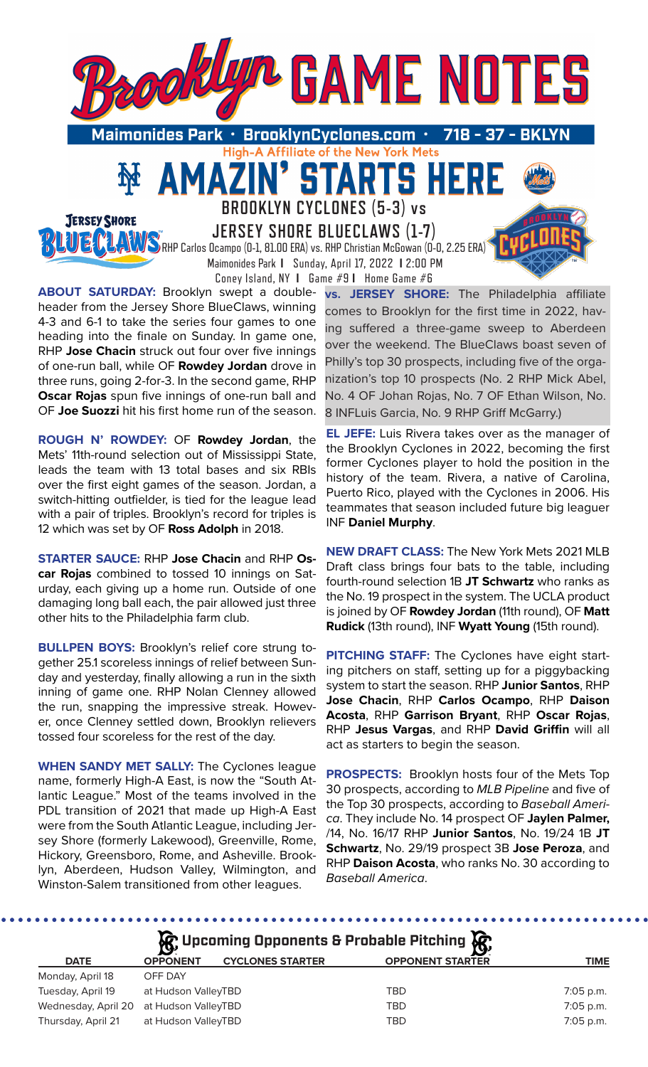# Brooklyn GAME NOTES

**Maimonides Park · BrooklynCyclones.com · 718 - 37 - BKLYN**

High-A Affiliate of the New York Mets

## AMAZIN' STARTS HERE

## BROOKLYN CYCLONES (5-3) vs JERSEY SHORE BLUECLAWS (1-7)

RHP Carlos Ocampo (0-1, 81.00 ERA) vs. RHP Christian McGowan (0-0, 2.25 ERA)

Maimonides Park | Sunday, April 17, 2022 | 2:00 PM

Coney Island, NY | Game #9 | Home Game #6

**ABOUT SATURDAY:** Brooklyn swept a doubleheader from the Jersey Shore BlueClaws, winning 4-3 and 6-1 to take the series four games to one heading into the finale on Sunday. In game one, RHP **Jose Chacin** struck out four over five innings of one-run ball, while OF **Rowdey Jordan** drove in three runs, going 2-for-3. In the second game, RHP **Oscar Rojas** spun five innings of one-run ball and OF **Joe Suozzi** hit his first home run of the season.

**ROUGH N' ROWDEY:** OF **Rowdey Jordan**, the Mets' 11th-round selection out of Mississippi State, leads the team with 13 total bases and six RBIs over the first eight games of the season. Jordan, a switch-hitting outfielder, is tied for the league lead with a pair of triples. Brooklyn's record for triples is 12 which was set by OF **Ross Adolph** in 2018.

**STARTER SAUCE:** RHP **Jose Chacin** and RHP **Oscar Rojas** combined to tossed 10 innings on Saturday, each giving up a home run. Outside of one damaging long ball each, the pair allowed just three other hits to the Philadelphia farm club.

**BULLPEN BOYS:** Brooklyn's relief core strung together 25.1 scoreless innings of relief between Sunday and yesterday, finally allowing a run in the sixth inning of game one. RHP Nolan Clenney allowed the run, snapping the impressive streak. However, once Clenney settled down, Brooklyn relievers tossed four scoreless for the rest of the day.

**WHEN SANDY MET SALLY:** The Cyclones league name, formerly High-A East, is now the "South Atlantic League." Most of the teams involved in the PDL transition of 2021 that made up High-A East were from the South Atlantic League, including Jersey Shore (formerly Lakewood), Greenville, Rome, Hickory, Greensboro, Rome, and Asheville. Brooklyn, Aberdeen, Hudson Valley, Wilmington, and Winston-Salem transitioned from other leagues.

**vs. JERSEY SHORE:** The Philadelphia affiliate comes to Brooklyn for the first time in 2022, having suffered a three-game sweep to Aberdeen over the weekend. The BlueClaws boast seven of Philly's top 30 prospects, including five of the organization's top 10 prospects (No. 2 RHP Mick Abel, No. 4 OF Johan Rojas, No. 7 OF Ethan Wilson, No. 8 INFLuis Garcia, No. 9 RHP Griff McGarry.)

**EL JEFE:** Luis Rivera takes over as the manager of the Brooklyn Cyclones in 2022, becoming the first former Cyclones player to hold the position in the history of the team. Rivera, a native of Carolina, Puerto Rico, played with the Cyclones in 2006. His teammates that season included future big leaguer INF **Daniel Murphy**.

**NEW DRAFT CLASS:** The New York Mets 2021 MLB Draft class brings four bats to the table, including fourth-round selection 1B **JT Schwartz** who ranks as the No. 19 prospect in the system. The UCLA product is joined by OF **Rowdey Jordan** (11th round), OF **Matt Rudick** (13th round), INF **Wyatt Young** (15th round).

**PITCHING STAFF:** The Cyclones have eight starting pitchers on staff, setting up for a piggybacking system to start the season. RHP **Junior Santos**, RHP **Jose Chacin**, RHP **Carlos Ocampo**, RHP **Daison Acosta**, RHP **Garrison Bryant**, RHP **Oscar Rojas**, RHP **Jesus Vargas**, and RHP **David Griffin** will all act as starters to begin the season.

**PROSPECTS:** Brooklyn hosts four of the Mets Top 30 prospects, according to *MLB Pipeline* and five of the Top 30 prospects, according to *Baseball America*. They include No. 14 prospect OF **Jaylen Palmer,** /14, No. 16/17 RHP **Junior Santos**, No. 19/24 1B **JT Schwartz**, No. 29/19 prospect 3B **Jose Peroza**, and RHP **Daison Acosta**, who ranks No. 30 according to *Baseball America*.

### Upcoming Opponents & Probable Pitching

| DATE | OPPONENT | CYCLONES STARTER | OPPONENT STARTER | TIME |
|---|---|---|---|---|
| Monday, April 18 | OFF DAY | | | |
| Tuesday, April 19 | at Hudson Valley | TBD | TBD | 7:05 p.m. |
| Wednesday, April 20 | at Hudson Valley | TBD | TBD | 7:05 p.m. |
| Thursday, April 21 | at Hudson Valley | TBD | TBD | 7:05 p.m. |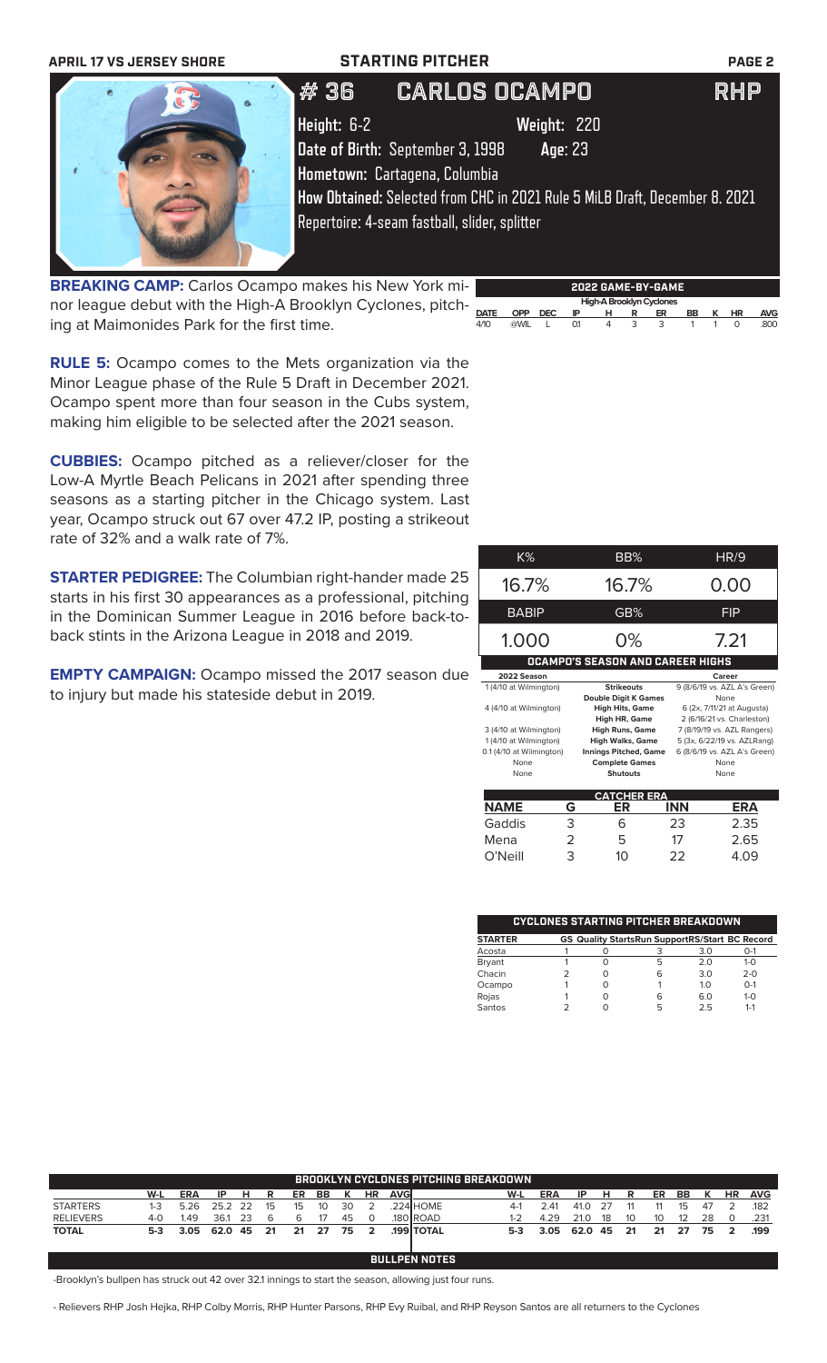APRIL 17 VS JERSEY SHORE — STARTING PITCHER

# # 36 CARLOS OCAMPO — RHP

Height: 6-2 Weight: 220

Date of Birth: September 3, 1998 Age: 23

Hometown: Cartagena, Columbia

How Obtained: Selected from CHC in 2021 Rule 5 MiLB Draft, December 8. 2021

Repertoire: 4-seam fastball, slider, splitter

**BREAKING CAMP:** Carlos Ocampo makes his New York minor league debut with the High-A Brooklyn Cyclones, pitching at Maimonides Park for the first time.

**RULE 5:** Ocampo comes to the Mets organization via the Minor League phase of the Rule 5 Draft in December 2021. Ocampo spent more than four season in the Cubs system, making him eligible to be selected after the 2021 season.

**CUBBIES:** Ocampo pitched as a reliever/closer for the Low-A Myrtle Beach Pelicans in 2021 after spending three seasons as a starting pitcher in the Chicago system. Last year, Ocampo struck out 67 over 47.2 IP, posting a strikeout rate of 32% and a walk rate of 7%.

**STARTER PEDIGREE:** The Columbian right-hander made 25 starts in his first 30 appearances as a professional, pitching in the Dominican Summer League in 2016 before back-to-back stints in the Arizona League in 2018 and 2019.

**EMPTY CAMPAIGN:** Ocampo missed the 2017 season due to injury but made his stateside debut in 2019.

## 2022 GAME-BY-GAME

High-A Brooklyn Cyclones

| DATE | OPP | DEC | IP | H | R | ER | BB | K | HR | AVG |
|---|---|---|---|---|---|---|---|---|---|---|
| 4/10 | @WIL | L | 0.1 | 4 | 3 | 3 | 1 | 1 | 0 | .800 |

| K% | BB% | HR/9 |
|---|---|---|
| 16.7% | 16.7% | 0.00 |
| BABIP | GB% | FIP |
| 1.000 | 0% | 7.21 |

## OCAMPO'S SEASON AND CAREER HIGHS

| 2022 Season | | Career |
|---|---|---|
| 1 (4/10 at Wilmington) | Strikeouts | 9 (8/6/19 vs. AZL A's Green) |
| | Double Digit K Games | None |
| 4 (4/10 at Wilmington) | High Hits, Game | 6 (2x, 7/11/21 at Augusta) |
| | High HR, Game | 2 (6/16/21 vs. Charleston) |
| 3 (4/10 at Wilmington) | High Runs, Game | 7 (8/19/19 vs. AZL Rangers) |
| 1 (4/10 at Wilmington) | High Walks, Game | 5 (3x, 6/22/19 vs. AZLRang) |
| 0.1 (4/10 at Wilmington) | Innings Pitched, Game | 6 (8/6/19 vs. AZL A's Green) |
| None | Complete Games | None |
| None | Shutouts | None |

## CATCHER ERA

| NAME | G | ER | INN | ERA |
|---|---|---|---|---|
| Gaddis | 3 | 6 | 23 | 2.35 |
| Mena | 2 | 5 | 17 | 2.65 |
| O'Neill | 3 | 10 | 22 | 4.09 |

## CYCLONES STARTING PITCHER BREAKDOWN

| STARTER | GS | Quality Starts | Run Support | RS/Start | BC Record |
|---|---|---|---|---|---|
| Acosta | 1 | 0 | 3 | 3.0 | 0-1 |
| Bryant | 1 | 0 | 5 | 2.0 | 1-0 |
| Chacin | 2 | 0 | 6 | 3.0 | 2-0 |
| Ocampo | 1 | 0 | 1 | 1.0 | 0-1 |
| Rojas | 1 | 0 | 6 | 6.0 | 1-0 |
| Santos | 2 | 0 | 5 | 2.5 | 1-1 |

## BROOKLYN CYCLONES PITCHING BREAKDOWN

| | W-L | ERA | IP | H | R | ER | BB | K | HR | AVG | | W-L | ERA | IP | H | R | ER | BB | K | HR | AVG |
|---|---|---|---|---|---|---|---|---|---|---|---|---|---|---|---|---|---|---|---|---|---|
| STARTERS | 1-3 | 5.26 | 25.2 | 22 | 15 | 15 | 10 | 30 | 2 | .224 | HOME | 4-1 | 2.41 | 41.0 | 27 | 11 | 11 | 15 | 47 | 2 | .182 |
| RELIEVERS | 4-0 | 1.49 | 36.1 | 23 | 6 | 6 | 17 | 45 | 0 | .180 | ROAD | 1-2 | 4.29 | 21.0 | 18 | 10 | 10 | 12 | 28 | 0 | .231 |
| TOTAL | 5-3 | 3.05 | 62.0 | 45 | 21 | 21 | 27 | 75 | 2 | .199 | TOTAL | 5-3 | 3.05 | 62.0 | 45 | 21 | 21 | 27 | 75 | 2 | .199 |

## BULLPEN NOTES

-Brooklyn's bullpen has struck out 42 over 32.1 innings to start the season, allowing just four runs.

- Relievers RHP Josh Hejka, RHP Colby Morris, RHP Hunter Parsons, RHP Evy Ruibal, and RHP Reyson Santos are all returners to the Cyclones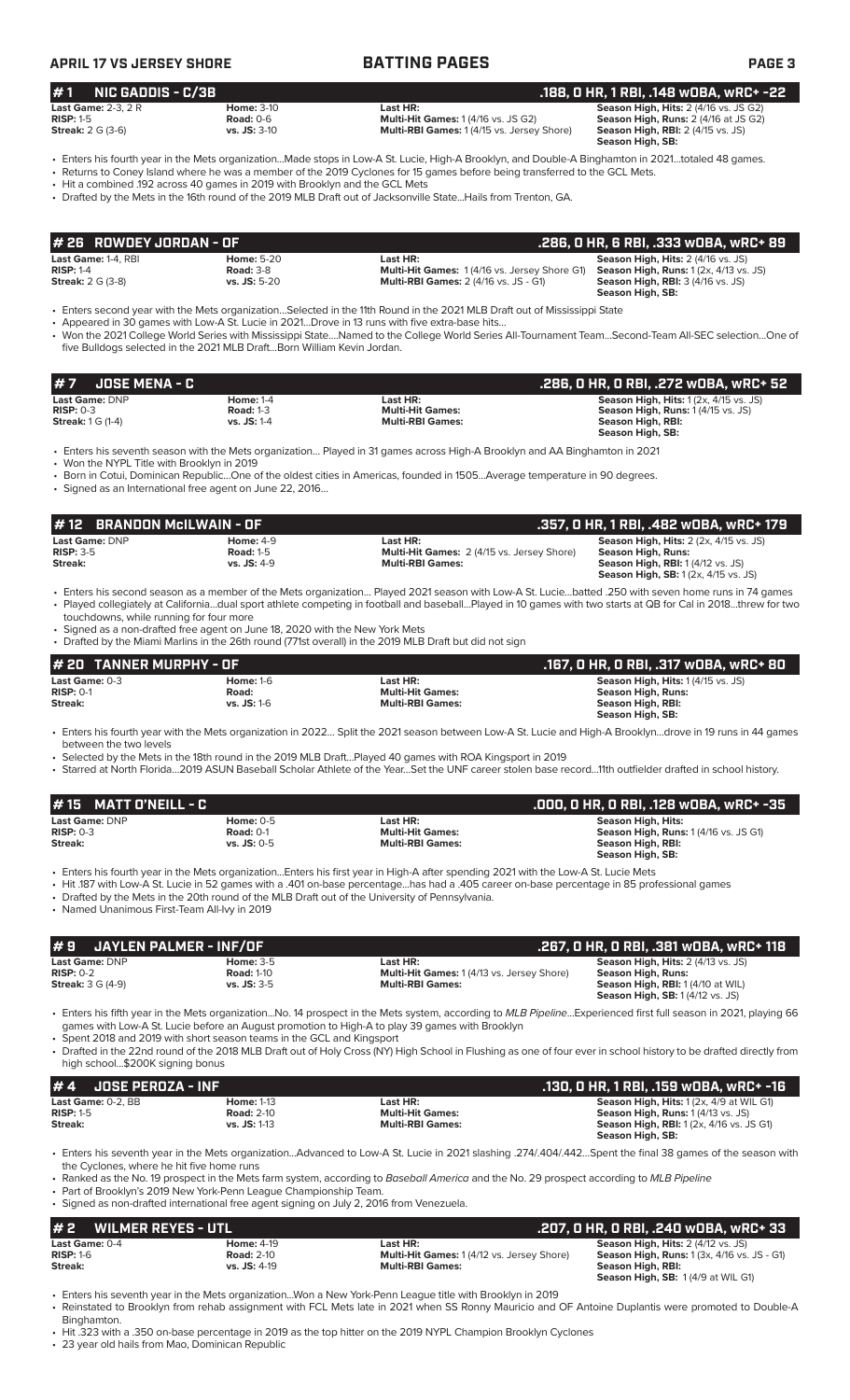## BATTING PAGES

### #1 NIC GADDIS - C/3B — .188, 0 HR, 1 RBI, .148 wOBA, wRC+ -22

| | | | |
|---|---|---|---|
| **Last Game:** 2-3, 2 R | **Home:** 3-10 | **Last HR:** | **Season High, Hits:** 2 (4/16 vs. JS G2) |
| **RISP:** 1-5 | **Road:** 0-6 | **Multi-Hit Games:** 1 (4/16 vs. JS G2) | **Season High, Runs:** 2 (4/16 at JS G2) |
| **Streak:** 2 G (3-6) | **vs. JS:** 3-10 | **Multi-RBI Games:** 1 (4/15 vs. Jersey Shore) | **Season High, RBI:** 2 (4/15 vs. JS) |
| | | | **Season High, SB:** |

- Enters his fourth year in the Mets organization...Made stops in Low-A St. Lucie, High-A Brooklyn, and Double-A Binghamton in 2021...totaled 48 games.
- Returns to Coney Island where he was a member of the 2019 Cyclones for 15 games before being transferred to the GCL Mets.
- Hit a combined .192 across 40 games in 2019 with Brooklyn and the GCL Mets
- Drafted by the Mets in the 16th round of the 2019 MLB Draft out of Jacksonville State...Hails from Trenton, GA.

### #26 ROWDEY JORDAN - OF — .286, 0 HR, 6 RBI, .333 wOBA, wRC+ 89

| | | | |
|---|---|---|---|
| **Last Game:** 1-4, RBI | **Home:** 5-20 | **Last HR:** | **Season High, Hits:** 2 (4/16 vs. JS) |
| **RISP:** 1-4 | **Road:** 3-8 | **Multi-Hit Games:** 1 (4/16 vs. Jersey Shore G1) | **Season High, Runs:** 1 (2x, 4/13 vs. JS) |
| **Streak:** 2 G (3-8) | **vs. JS:** 5-20 | **Multi-RBI Games:** 2 (4/16 vs. JS - G1) | **Season High, RBI:** 3 (4/16 vs. JS) |
| | | | **Season High, SB:** |

- Enters second year with the Mets organization...Selected in the 11th Round in the 2021 MLB Draft out of Mississippi State
- Appeared in 30 games with Low-A St. Lucie in 2021...Drove in 13 runs with five extra-base hits...
- Won the 2021 College World Series with Mississippi State....Named to the College World Series All-Tournament Team...Second-Team All-SEC selection...One of five Bulldogs selected in the 2021 MLB Draft...Born William Kevin Jordan.

### #7 JOSE MENA - C — .286, 0 HR, 0 RBI, .272 wOBA, wRC+ 52

| | | | |
|---|---|---|---|
| **Last Game:** DNP | **Home:** 1-4 | **Last HR:** | **Season High, Hits:** 1 (2x, 4/15 vs. JS) |
| **RISP:** 0-3 | **Road:** 1-3 | **Multi-Hit Games:** | **Season High, Runs:** 1 (4/15 vs. JS) |
| **Streak:** 1 G (1-4) | **vs. JS:** 1-4 | **Multi-RBI Games:** | **Season High, RBI:** |
| | | | **Season High, SB:** |

- Enters his seventh season with the Mets organization... Played in 31 games across High-A Brooklyn and AA Binghamton in 2021
- Won the NYPL Title with Brooklyn in 2019
- Born in Cotui, Dominican Republic...One of the oldest cities in Americas, founded in 1505...Average temperature in 90 degrees.
- Signed as an International free agent on June 22, 2016...

### #12 BRANDON McILWAIN - OF — .357, 0 HR, 1 RBI, .482 wOBA, wRC+ 179

| | | | |
|---|---|---|---|
| **Last Game:** DNP | **Home:** 4-9 | **Last HR:** | **Season High, Hits:** 2 (2x, 4/15 vs. JS) |
| **RISP:** 3-5 | **Road:** 1-5 | **Multi-Hit Games:** 2 (4/15 vs. Jersey Shore) | **Season High, Runs:** |
| **Streak:** | **vs. JS:** 4-9 | **Multi-RBI Games:** | **Season High, RBI:** 1 (4/12 vs. JS) |
| | | | **Season High, SB:** 1 (2x, 4/15 vs. JS) |

- Enters his second season as a member of the Mets organization... Played 2021 season with Low-A St. Lucie...batted .250 with seven home runs in 74 games
- Played collegiately at California...dual sport athlete competing in football and baseball...Played in 10 games with two starts at QB for Cal in 2018...threw for two touchdowns, while running for four more
- Signed as a non-drafted free agent on June 18, 2020 with the New York Mets
- Drafted by the Miami Marlins in the 26th round (771st overall) in the 2019 MLB Draft but did not sign

### #20 TANNER MURPHY - OF — .167, 0 HR, 0 RBI, .317 wOBA, wRC+ 80

| | | | |
|---|---|---|---|
| **Last Game:** 0-3 | **Home:** 1-6 | **Last HR:** | **Season High, Hits:** 1 (4/15 vs. JS) |
| **RISP:** 0-1 | **Road:** | **Multi-Hit Games:** | **Season High, Runs:** |
| **Streak:** | **vs. JS:** 1-6 | **Multi-RBI Games:** | **Season High, RBI:** |
| | | | **Season High, SB:** |

- Enters his fourth year with the Mets organization in 2022... Split the 2021 season between Low-A St. Lucie and High-A Brooklyn...drove in 19 runs in 44 games between the two levels
- Selected by the Mets in the 18th round in the 2019 MLB Draft...Played 40 games with ROA Kingsport in 2019
- Starred at North Florida...2019 ASUN Baseball Scholar Athlete of the Year...Set the UNF career stolen base record...11th outfielder drafted in school history.

### #15 MATT O'NEILL - C — .000, 0 HR, 0 RBI, .128 wOBA, wRC+ -35

| | | | |
|---|---|---|---|
| **Last Game:** DNP | **Home:** 0-5 | **Last HR:** | **Season High, Hits:** |
| **RISP:** 0-3 | **Road:** 0-1 | **Multi-Hit Games:** | **Season High, Runs:** 1 (4/16 vs. JS G1) |
| **Streak:** | **vs. JS:** 0-5 | **Multi-RBI Games:** | **Season High, RBI:** |
| | | | **Season High, SB:** |

- Enters his fourth year in the Mets organization...Enters his first year in High-A after spending 2021 with the Low-A St. Lucie Mets
- Hit .187 with Low-A St. Lucie in 52 games with a .401 on-base percentage...has had a .405 career on-base percentage in 85 professional games
- Drafted by the Mets in the 20th round of the MLB Draft out of the University of Pennsylvania.
- Named Unanimous First-Team All-Ivy in 2019

### #9 JAYLEN PALMER - INF/OF — .267, 0 HR, 0 RBI, .381 wOBA, wRC+ 118

| | | | |
|---|---|---|---|
| **Last Game:** DNP | **Home:** 3-5 | **Last HR:** | **Season High, Hits:** 2 (4/13 vs. JS) |
| **RISP:** 0-2 | **Road:** 1-10 | **Multi-Hit Games:** 1 (4/13 vs. Jersey Shore) | **Season High, Runs:** |
| **Streak:** 3 G (4-9) | **vs. JS:** 3-5 | **Multi-RBI Games:** | **Season High, RBI:** 1 (4/10 at WIL) |
| | | | **Season High, SB:** 1 (4/12 vs. JS) |

- Enters his fifth year in the Mets organization...No. 14 prospect in the Mets system, according to *MLB Pipeline*...Experienced first full season in 2021, playing 66 games with Low-A St. Lucie before an August promotion to High-A to play 39 games with Brooklyn
- Spent 2018 and 2019 with short season teams in the GCL and Kingsport
- Drafted in the 22nd round of the 2018 MLB Draft of Holy Cross (NY) High School in Flushing as one of four ever in school history to be drafted directly from high school...$200K signing bonus

### #4 JOSE PEROZA - INF — .130, 0 HR, 1 RBI, .159 wOBA, wRC+ -16

| | | | |
|---|---|---|---|
| **Last Game:** 0-2, BB | **Home:** 1-13 | **Last HR:** | **Season High, Hits:** 1 (2x, 4/9 at WIL G1) |
| **RISP:** 1-5 | **Road:** 2-10 | **Multi-Hit Games:** | **Season High, Runs:** 1 (4/13 vs. JS) |
| **Streak:** | **vs. JS:** 1-13 | **Multi-RBI Games:** | **Season High, RBI:** 1 (2x, 4/16 vs. JS G1) |
| | | | **Season High, SB:** |

- Enters his seventh year in the Mets organization...Advanced to Low-A St. Lucie in 2021 slashing .274/.404/.442...Spent the final 38 games of the season with the Cyclones, where he hit five home runs
- Ranked as the No. 19 prospect in the Mets farm system, according to *Baseball America* and the No. 29 prospect according to *MLB Pipeline*
- Part of Brooklyn's 2019 New York-Penn League Championship Team.
- Signed as non-drafted international free agent signing on July 2, 2016 from Venezuela.

### #2 WILMER REYES - UTL — .207, 0 HR, 0 RBI, .240 wOBA, wRC+ 33

| | | | |
|---|---|---|---|
| **Last Game:** 0-4 | **Home:** 4-19 | **Last HR:** | **Season High, Hits:** 2 (4/12 vs. JS) |
| **RISP:** 1-6 | **Road:** 2-10 | **Multi-Hit Games:** 1 (4/12 vs. Jersey Shore) | **Season High, Runs:** 1 (3x, 4/16 vs. JS - G1) |
| **Streak:** | **vs. JS:** 4-19 | **Multi-RBI Games:** | **Season High, RBI:** |
| | | | **Season High, SB:** 1 (4/9 at WIL G1) |

- Enters his seventh year in the Mets organization...Won a New York-Penn League title with Brooklyn in 2019
- Reinstated to Brooklyn from rehab assignment with FCL Mets late in 2021 when SS Ronny Mauricio and OF Antoine Duplantis were promoted to Double-A Binghamton.
- Hit .323 with a .350 on-base percentage in 2019 as the top hitter on the 2019 NYPL Champion Brooklyn Cyclones
- 23 year old hails from Mao, Dominican Republic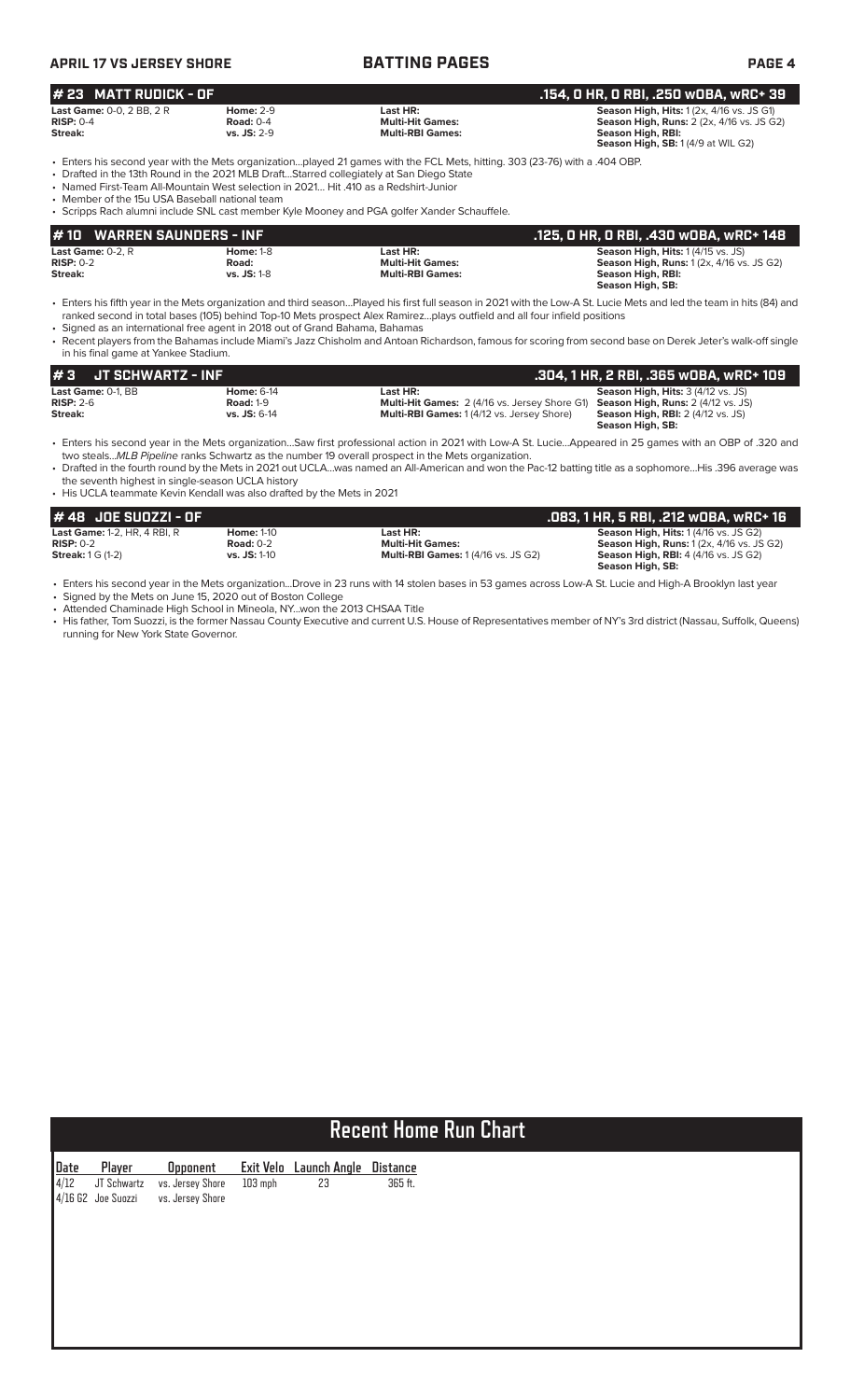## # 23 MATT RUDICK - OF — .154, 0 HR, 0 RBI, .250 wOBA, wRC+ 39

| | | | |
|---|---|---|---|
| **Last Game:** 0-0, 2 BB, 2 R | **Home:** 2-9 | **Last HR:** | **Season High, Hits:** 1 (2x, 4/16 vs. JS G1) |
| **RISP:** 0-4 | **Road:** 0-4 | **Multi-Hit Games:** | **Season High, Runs:** 2 (2x, 4/16 vs. JS G2) |
| **Streak:** | **vs. JS:** 2-9 | **Multi-RBI Games:** | **Season High, RBI:** |
| | | | **Season High, SB:** 1 (4/9 at WIL G2) |

- Enters his second year with the Mets organization...played 21 games with the FCL Mets, hitting. 303 (23-76) with a .404 OBP.
- Drafted in the 13th Round in the 2021 MLB Draft...Starred collegiately at San Diego State
- Named First-Team All-Mountain West selection in 2021... Hit .410 as a Redshirt-Junior
- Member of the 15u USA Baseball national team
- Scripps Rach alumni include SNL cast member Kyle Mooney and PGA golfer Xander Schauffele.

## # 10 WARREN SAUNDERS - INF — .125, 0 HR, 0 RBI, .430 wOBA, wRC+ 148

| | | | |
|---|---|---|---|
| **Last Game:** 0-2, R | **Home:** 1-8 | **Last HR:** | **Season High, Hits:** 1 (4/15 vs. JS) |
| **RISP:** 0-2 | **Road:** | **Multi-Hit Games:** | **Season High, Runs:** 1 (2x, 4/16 vs. JS G2) |
| **Streak:** | **vs. JS:** 1-8 | **Multi-RBI Games:** | **Season High, RBI:** |
| | | | **Season High, SB:** |

- Enters his fifth year in the Mets organization and third season...Played his first full season in 2021 with the Low-A St. Lucie Mets and led the team in hits (84) and ranked second in total bases (105) behind Top-10 Mets prospect Alex Ramirez...plays outfield and all four infield positions
- Signed as an international free agent in 2018 out of Grand Bahama, Bahamas
- Recent players from the Bahamas include Miami's Jazz Chisholm and Antoan Richardson, famous for scoring from second base on Derek Jeter's walk-off single in his final game at Yankee Stadium.

## # 3 JT SCHWARTZ - INF — .304, 1 HR, 2 RBI, .365 wOBA, wRC+ 109

| | | | |
|---|---|---|---|
| **Last Game:** 0-1, BB | **Home:** 6-14 | **Last HR:** | **Season High, Hits:** 3 (4/12 vs. JS) |
| **RISP:** 2-6 | **Road:** 1-9 | **Multi-Hit Games:** 2 (4/16 vs. Jersey Shore G1) | **Season High, Runs:** 2 (4/12 vs. JS) |
| **Streak:** | **vs. JS:** 6-14 | **Multi-RBI Games:** 1 (4/12 vs. Jersey Shore) | **Season High, RBI:** 2 (4/12 vs. JS) |
| | | | **Season High, SB:** |

- Enters his second year in the Mets organization...Saw first professional action in 2021 with Low-A St. Lucie...Appeared in 25 games with an OBP of .320 and two steals...*MLB Pipeline* ranks Schwartz as the number 19 overall prospect in the Mets organization.
- Drafted in the fourth round by the Mets in 2021 out UCLA...was named an All-American and won the Pac-12 batting title as a sophomore...His .396 average was the seventh highest in single-season UCLA history
- His UCLA teammate Kevin Kendall was also drafted by the Mets in 2021

## # 48 JOE SUOZZI - OF — .083, 1 HR, 5 RBI, .212 wOBA, wRC+ 16

| | | | |
|---|---|---|---|
| **Last Game:** 1-2, HR, 4 RBI, R | **Home:** 1-10 | **Last HR:** | **Season High, Hits:** 1 (4/16 vs. JS G2) |
| **RISP:** 0-2 | **Road:** 0-2 | **Multi-Hit Games:** | **Season High, Runs:** 1 (2x, 4/16 vs. JS G2) |
| **Streak:** 1 G (1-2) | **vs. JS:** 1-10 | **Multi-RBI Games:** 1 (4/16 vs. JS G2) | **Season High, RBI:** 4 (4/16 vs. JS G2) |
| | | | **Season High, SB:** |

- Enters his second year in the Mets organization...Drove in 23 runs with 14 stolen bases in 53 games across Low-A St. Lucie and High-A Brooklyn last year
- Signed by the Mets on June 15, 2020 out of Boston College
- Attended Chaminade High School in Mineola, NY...won the 2013 CHSAA Title
- His father, Tom Suozzi, is the former Nassau County Executive and current U.S. House of Representatives member of NY's 3rd district (Nassau, Suffolk, Queens) running for New York State Governor.

## Recent Home Run Chart

| Date | Player | Opponent | Exit Velo | Launch Angle | Distance |
|---|---|---|---|---|---|
| 4/12 | JT Schwartz | vs. Jersey Shore | 103 mph | 23 | 365 ft. |
| 4/16 G2 | Joe Suozzi | vs. Jersey Shore | | | |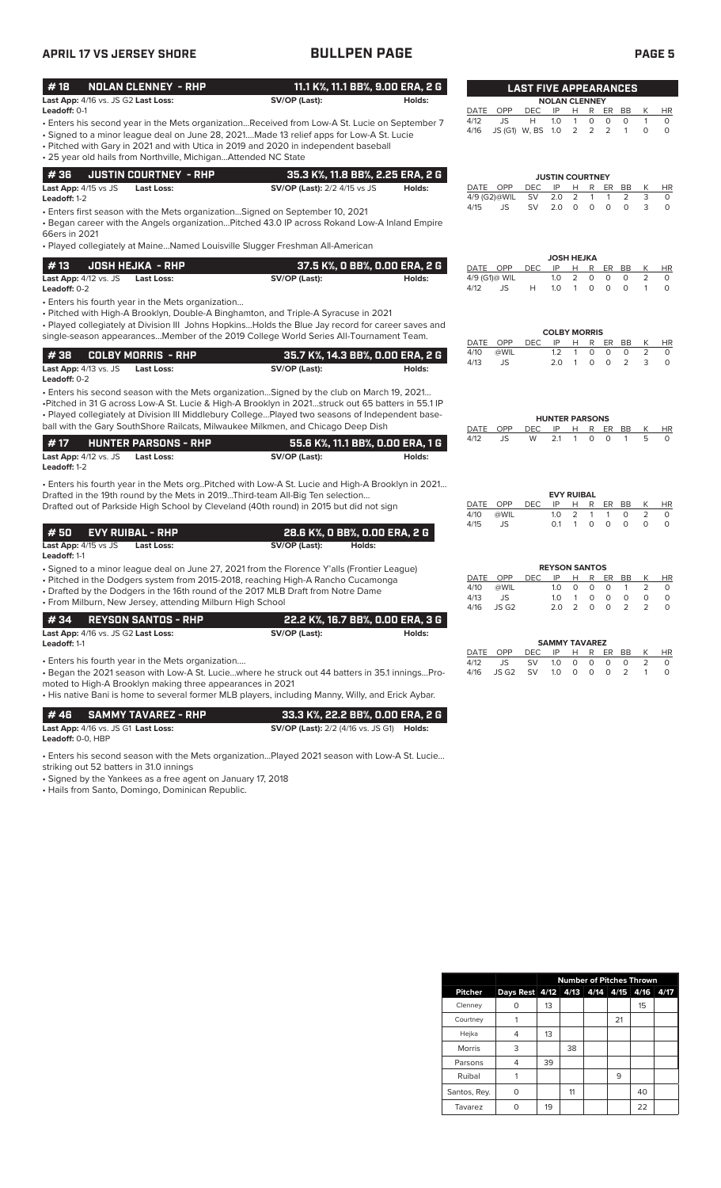# APRIL 17 VS JERSEY SHORE — BULLPEN PAGE

## # 18 NOLAN CLENNEY - RHP — 11.1 K%, 11.1 BB%, 9.00 ERA, 2 G

**Last App:** 4/16 vs. JS G2 **Last Loss:** **SV/OP (Last):** **Holds:**
**Leadoff:** 0-1

• Enters his second year in the Mets organization...Received from Low-A St. Lucie on September 7
• Signed to a minor league deal on June 28, 2021....Made 13 relief apps for Low-A St. Lucie
• Pitched with Gary in 2021 and with Utica in 2019 and 2020 in independent baseball
• 25 year old hails from Northville, Michigan...Attended NC State

## # 36 JUSTIN COURTNEY - RHP — 35.3 K%, 11.8 BB%, 2.25 ERA, 2 G

**Last App:** 4/15 vs JS **Last Loss:** **SV/OP (Last):** 2/2 4/15 vs JS **Holds:**
**Leadoff:** 1-2

• Enters first season with the Mets organization...Signed on September 10, 2021
• Began career with the Angels organization...Pitched 43.0 IP across Rokand Low-A Inland Empire 66ers in 2021
• Played collegiately at Maine...Named Louisville Slugger Freshman All-American

## # 13 JOSH HEJKA - RHP — 37.5 K%, 0 BB%, 0.00 ERA, 2 G

**Last App:** 4/12 vs. JS **Last Loss:** **SV/OP (Last):** **Holds:**
**Leadoff:** 0-2

• Enters his fourth year in the Mets organization...
• Pitched with High-A Brooklyn, Double-A Binghamton, and Triple-A Syracuse in 2021
• Played collegiately at Division III Johns Hopkins...Holds the Blue Jay record for career saves and single-season appearances...Member of the 2019 College World Series All-Tournament Team.

## # 38 COLBY MORRIS - RHP — 35.7 K%, 14.3 BB%, 0.00 ERA, 2 G

**Last App:** 4/13 vs. JS **Last Loss:** **SV/OP (Last):** **Holds:**
**Leadoff:** 0-2

• Enters his second season with the Mets organization...Signed by the club on March 19, 2021...
•Pitched in 31 G across Low-A St. Lucie & High-A Brooklyn in 2021...struck out 65 batters in 55.1 IP
• Played collegiately at Division III Middlebury College...Played two seasons of Independent baseball with the Gary SouthShore Railcats, Milwaukee Milkmen, and Chicago Deep Dish

## # 17 HUNTER PARSONS - RHP — 55.6 K%, 11.1 BB%, 0.00 ERA, 1 G

**Last App:** 4/12 vs. JS **Last Loss:** **SV/OP (Last):** **Holds:**
**Leadoff:** 1-2

• Enters his fourth year in the Mets org..Pitched with Low-A St. Lucie and High-A Brooklyn in 2021...
Drafted in the 19th round by the Mets in 2019...Third-team All-Big Ten selection...
Drafted out of Parkside High School by Cleveland (40th round) in 2015 but did not sign

## # 50 EVY RUIBAL - RHP — 28.6 K%, 0 BB%, 0.00 ERA, 2 G

**Last App:** 4/15 vs JS **Last Loss:** **SV/OP (Last):** **Holds:**
**Leadoff:** 1-1

• Signed to a minor league deal on June 27, 2021 from the Florence Y'alls (Frontier League)
• Pitched in the Dodgers system from 2015-2018, reaching High-A Rancho Cucamonga
• Drafted by the Dodgers in the 16th round of the 2017 MLB Draft from Notre Dame
• From Milburn, New Jersey, attending Milburn High School

## # 34 REYSON SANTOS - RHP — 22.2 K%, 16.7 BB%, 0.00 ERA, 3 G

**Last App:** 4/16 vs. JS G2 **Last Loss:** **SV/OP (Last):** **Holds:**
**Leadoff:** 1-1

• Enters his fourth year in the Mets organization....
• Began the 2021 season with Low-A St. Lucie...where he struck out 44 batters in 35.1 innings...Promoted to High-A Brooklyn making three appearances in 2021
• His native Bani is home to several former MLB players, including Manny, Willy, and Erick Aybar.

## # 46 SAMMY TAVAREZ - RHP — 33.3 K%, 22.2 BB%, 0.00 ERA, 2 G

**Last App:** 4/16 vs. JS G1 **Last Loss:** **SV/OP (Last):** 2/2 (4/16 vs. JS G1) **Holds:**
**Leadoff:** 0-0, HBP

• Enters his second season with the Mets organization...Played 2021 season with Low-A St. Lucie...striking out 52 batters in 31.0 innings
• Signed by the Yankees as a free agent on January 17, 2018
• Hails from Santo, Domingo, Dominican Republic.

## LAST FIVE APPEARANCES

**NOLAN CLENNEY**

| DATE | OPP | DEC | IP | H | R | ER | BB | K | HR |
|---|---|---|---|---|---|---|---|---|---|
| 4/12 | JS | H | 1.0 | 1 | 0 | 0 | 0 | 1 | 0 |
| 4/16 | JS (G1) | W, BS | 1.0 | 2 | 2 | 2 | 1 | 0 | 0 |

**JUSTIN COURTNEY**

| DATE | OPP | DEC | IP | H | R | ER | BB | K | HR |
|---|---|---|---|---|---|---|---|---|---|
| 4/9 (G2) | @WIL | SV | 2.0 | 2 | 1 | 1 | 2 | 3 | 0 |
| 4/15 | JS | SV | 2.0 | 0 | 0 | 0 | 0 | 3 | 0 |

**JOSH HEJKA**

| DATE | OPP | DEC | IP | H | R | ER | BB | K | HR |
|---|---|---|---|---|---|---|---|---|---|
| 4/9 (G1) | @ WIL | | 1.0 | 2 | 0 | 0 | 0 | 2 | 0 |
| 4/12 | JS | H | 1.0 | 1 | 0 | 0 | 0 | 1 | 0 |

**COLBY MORRIS**

| DATE | OPP | DEC | IP | H | R | ER | BB | K | HR |
|---|---|---|---|---|---|---|---|---|---|
| 4/10 | @WIL | | 1.2 | 1 | 0 | 0 | 0 | 2 | 0 |
| 4/13 | JS | | 2.0 | 1 | 0 | 0 | 2 | 3 | 0 |

**HUNTER PARSONS**

| DATE | OPP | DEC | IP | H | R | ER | BB | K | HR |
|---|---|---|---|---|---|---|---|---|---|
| 4/12 | JS | W | 2.1 | 1 | 0 | 0 | 1 | 5 | 0 |

**EVY RUIBAL**

| DATE | OPP | DEC | IP | H | R | ER | BB | K | HR |
|---|---|---|---|---|---|---|---|---|---|
| 4/10 | @WIL | | 1.0 | 2 | 1 | 1 | 0 | 2 | 0 |
| 4/15 | JS | | 0.1 | 1 | 0 | 0 | 0 | 0 | 0 |

**REYSON SANTOS**

| DATE | OPP | DEC | IP | H | R | ER | BB | K | HR |
|---|---|---|---|---|---|---|---|---|---|
| 4/10 | @WIL | | 1.0 | 0 | 0 | 0 | 1 | 2 | 0 |
| 4/13 | JS | | 1.0 | 1 | 0 | 0 | 0 | 0 | 0 |
| 4/16 | JS G2 | | 2.0 | 2 | 0 | 0 | 2 | 2 | 0 |

**SAMMY TAVAREZ**

| DATE | OPP | DEC | IP | H | R | ER | BB | K | HR |
|---|---|---|---|---|---|---|---|---|---|
| 4/12 | JS | SV | 1.0 | 0 | 0 | 0 | 0 | 2 | 0 |
| 4/16 | JS G2 | SV | 1.0 | 0 | 0 | 0 | 2 | 1 | 0 |

## Number of Pitches Thrown

| Pitcher | Days Rest | 4/12 | 4/13 | 4/14 | 4/15 | 4/16 | 4/17 |
|---|---|---|---|---|---|---|---|
| Clenney | 0 | 13 | | | | 15 | |
| Courtney | 1 | | | | 21 | | |
| Hejka | 4 | 13 | | | | | |
| Morris | 3 | | 38 | | | | |
| Parsons | 4 | 39 | | | | | |
| Ruibal | 1 | | | | 9 | | |
| Santos, Rey. | 0 | | 11 | | | 40 | |
| Tavarez | 0 | 19 | | | | 22 | |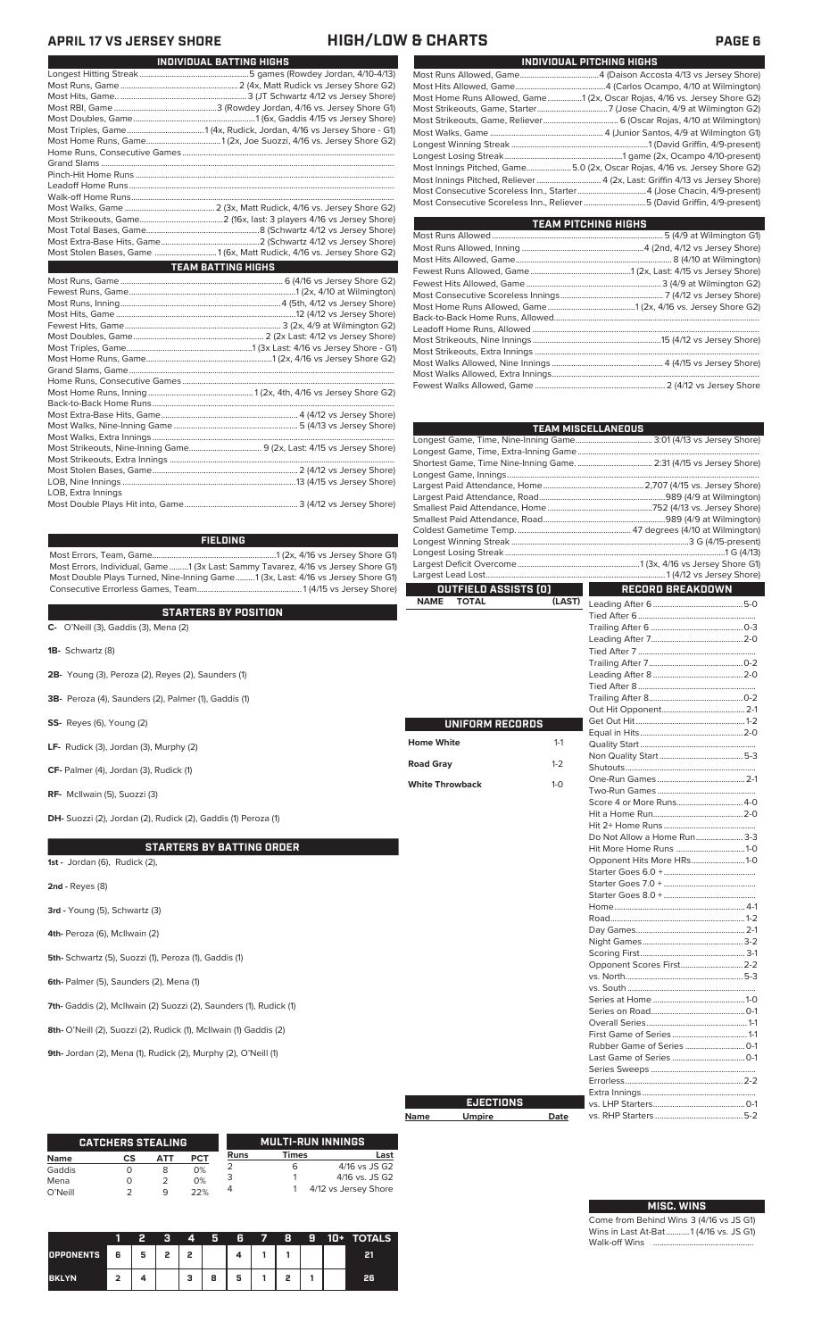# APRIL 17 VS JERSEY SHORE — HIGH/LOW & CHARTS

## INDIVIDUAL BATTING HIGHS

| | |
|---|---|
| Longest Hitting Streak | 5 games (Rowdey Jordan, 4/10-4/13) |
| Most Runs, Game | 2 (4x, Matt Rudick vs Jersey Shore G2) |
| Most Hits, Game | 3 (JT Schwartz 4/12 vs Jersey Shore) |
| Most RBI, Game | 3 (Rowdey Jordan, 4/16 vs Jersey Shore G1) |
| Most Doubles, Game | 1 (6x, Gaddis 4/15 vs Jersey Shore) |
| Most Triples, Game | 1 (4x, Rudick, Jordan, 4/16 vs Jersey Shore - G1) |
| Most Home Runs, Game | 1 (2x, Joe Suozzi, 4/16 vs. Jersey Shore G2) |
| Home Runs, Consecutive Games | |
| Grand Slams | |
| Pinch-Hit Home Runs | |
| Leadoff Home Runs | |
| Walk-off Home Runs | |
| Most Walks, Game | 2 (3x, Matt Rudick, 4/16 vs Jersey Shore G2) |
| Most Strikeouts, Game | 2 (16x, last: 3 players 4/16 vs Jersey Shore) |
| Most Total Bases, Game | 8 (Schwartz 4/12 vs Jersey Shore) |
| Most Extra-Base Hits, Game | 2 (Schwartz 4/12 vs Jersey Shore) |
| Most Stolen Bases, Game | 1 (6x, Matt Rudick, 4/16 vs. Jersey Shore G2) |

## TEAM BATTING HIGHS

| | |
|---|---|
| Most Runs, Game | 6 (4/16 vs Jersey Shore G2) |
| Fewest Runs, Game | 1 (2x, 4/10 at Wilmington) |
| Most Runs, Inning | 4 (5th, 4/12 vs Jersey Shore) |
| Most Hits, Game | 12 (4/12 vs Jersey Shore) |
| Fewest Hits, Game | 3 (2x, 4/9 at Wilmington G2) |
| Most Doubles, Game | 2 (2x Last: 4/12 vs Jersey Shore) |
| Most Triples, Game | 1 (3x Last: 4/16 vs Jersey Shore - G1) |
| Most Home Runs, Game | 1 (2x, 4/16 vs Jersey Shore G2) |
| Grand Slams, Game | |
| Home Runs, Consecutive Games | |
| Most Home Runs, Inning | 1 (2x, 4th, 4/16 vs Jersey Shore G2) |
| Back-to-Back Home Runs | |
| Most Extra-Base Hits, Game | 4 (4/12 vs Jersey Shore) |
| Most Walks, Nine-Inning Game | 5 (4/13 vs Jersey Shore) |
| Most Walks, Extra Innings | |
| Most Strikeouts, Nine-Inning Game | 9 (2x, Last: 4/15 vs Jersey Shore) |
| Most Strikeouts, Extra Innings | |
| Most Stolen Bases, Game | 2 (4/12 vs Jersey Shore) |
| LOB, Nine Innings | 13 (4/15 vs Jersey Shore) |
| LOB, Extra Innings | |
| Most Double Plays Hit into, Game | 3 (4/12 vs Jersey Shore) |

## FIELDING

| | |
|---|---|
| Most Errors, Team, Game | 1 (2x, 4/16 vs Jersey Shore G1) |
| Most Errors, Individual, Game | 1 (3x Last: Sammy Tavarez, 4/16 vs Jersey Shore G1) |
| Most Double Plays Turned, Nine-Inning Game | 1 (3x, Last: 4/16 vs Jersey Shore G1) |
| Consecutive Errorless Games, Team | 1 (4/15 vs Jersey Shore) |

## STARTERS BY POSITION

**C-** O'Neill (3), Gaddis (3), Mena (2)

**1B-** Schwartz (8)

**2B-** Young (3), Peroza (2), Reyes (2), Saunders (1)

**3B-** Peroza (4), Saunders (2), Palmer (1), Gaddis (1)

**SS-** Reyes (6), Young (2)

**LF-** Rudick (3), Jordan (3), Murphy (2)

**CF-** Palmer (4), Jordan (3), Rudick (1)

**RF-** McIlwain (5), Suozzi (3)

**DH-** Suozzi (2), Jordan (2), Rudick (2), Gaddis (1) Peroza (1)

## STARTERS BY BATTING ORDER

**1st -** Jordan (6), Rudick (2),

**2nd -** Reyes (8)

**3rd -** Young (5), Schwartz (3)

**4th-** Peroza (6), McIlwain (2)

**5th-** Schwartz (5), Suozzi (1), Peroza (1), Gaddis (1)

**6th-** Palmer (5), Saunders (2), Mena (1)

**7th-** Gaddis (2), McIlwain (2) Suozzi (2), Saunders (1), Rudick (1)

**8th-** O'Neill (2), Suozzi (2), Rudick (1), McIlwain (1) Gaddis (2)

**9th-** Jordan (2), Mena (1), Rudick (2), Murphy (2), O'Neill (1)

## INDIVIDUAL PITCHING HIGHS

| | |
|---|---|
| Most Runs Allowed, Game | 4 (Daison Accosta 4/13 vs Jersey Shore) |
| Most Hits Allowed, Game | 4 (Carlos Ocampo, 4/10 at Wilmington) |
| Most Home Runs Allowed, Game | 1 (2x, Oscar Rojas, 4/16 vs. Jersey Shore G2) |
| Most Strikeouts, Game, Starter | 7 (Jose Chacin, 4/9 at Wilmington G2) |
| Most Strikeouts, Game, Reliever | 6 (Oscar Rojas, 4/10 at Wilmington) |
| Most Walks, Game | 4 (Junior Santos, 4/9 at Wilmington G1) |
| Longest Winning Streak | 1 (David Griffin, 4/9-present) |
| Longest Losing Streak | 1 game (2x, Ocampo 4/10-present) |
| Most Innings Pitched, Game | 5.0 (2x, Oscar Rojas, 4/16 vs. Jersey Shore G2) |
| Most Innings Pitched, Reliever | 4 (2x, Last: Griffin 4/13 vs Jersey Shore) |
| Most Consecutive Scoreless Inn., Starter | 4 (Jose Chacin, 4/9-present) |
| Most Consecutive Scoreless Inn., Reliever | 5 (David Griffin, 4/9-present) |

## TEAM PITCHING HIGHS

| | |
|---|---|
| Most Runs Allowed | 5 (4/9 at Wilmington G1) |
| Most Runs Allowed, Inning | 4 (2nd, 4/12 vs Jersey Shore) |
| Most Hits Allowed, Game | 8 (4/10 at Wilmington) |
| Fewest Runs Allowed, Game | 1 (2x, Last: 4/15 vs Jersey Shore) |
| Fewest Hits Allowed, Game | 3 (4/9 at Wilmington G2) |
| Most Consecutive Scoreless Innings | 7 (4/12 vs Jersey Shore) |
| Most Home Runs Allowed, Game | 1 (2x, 4/16 vs. Jersey Shore G2) |
| Back-to-Back Home Runs, Allowed | |
| Leadoff Home Runs, Allowed | |
| Most Strikeouts, Nine Innings | 15 (4/12 vs Jersey Shore) |
| Most Strikeouts, Extra Innings | |
| Most Walks Allowed, Nine Innings | 4 (4/15 vs Jersey Shore) |
| Most Walks Allowed, Extra Innings | |
| Fewest Walks Allowed, Game | 2 (4/12 vs Jersey Shore |

## TEAM MISCELLANEOUS

| | |
|---|---|
| Longest Game, Time, Nine-Inning Game | 3:01 (4/13 vs Jersey Shore) |
| Longest Game, Time, Extra-Inning Game | |
| Shortest Game, Time, Nine-Inning Game. | 2:31 (4/15 vs. Jersey Shore) |
| Longest Game, Innings | |
| Largest Paid Attendance, Home | 2,707 (4/15 vs. Jersey Shore) |
| Largest Paid Attendance, Road | 989 (4/9 at Wilmington) |
| Smallest Paid Attendance, Home | 752 (4/13 vs. Jersey Shore) |
| Smallest Paid Attendance, Road | 989 (4/9 at Wilmington) |
| Coldest Gametime Temp. | 47 degrees (4/10 at Wilmington) |
| Longest Winning Streak | 3 G (4/15-present) |
| Longest Losing Streak | 1 G (4/13) |
| Largest Deficit Overcome | 1 (3x, 4/16 vs Jersey Shore G1) |
| Largest Lead Lost | 1 (4/12 vs Jersey Shore) |

## OUTFIELD ASSISTS (0)

| NAME | TOTAL | (LAST) |
|---|---|---|

## UNIFORM RECORDS

| | |
|---|---|
| Home White | 1-1 |
| Road Gray | 1-2 |
| White Throwback | 1-0 |

## EJECTIONS

| Name | Umpire | Date |
|---|---|---|

## RECORD BREAKDOWN

| | |
|---|---|
| Leading After 6 | 5-0 |
| Tied After 6 | |
| Trailing After 6 | 0-3 |
| Leading After 7 | 2-0 |
| Tied After 7 | |
| Trailing After 7 | 0-2 |
| Leading After 8 | 2-0 |
| Tied After 8 | |
| Trailing After 8 | 0-2 |
| Out Hit Opponent | 2-1 |
| Get Out Hit | 1-2 |
| Equal in Hits | 2-0 |
| Quality Start | |
| Non Quality Start | 5-3 |
| Shutouts | |
| One-Run Games | 2-1 |
| Two-Run Games | |
| Score 4 or More Runs | 4-0 |
| Hit a Home Run | 2-0 |
| Hit 2+ Home Runs | |
| Do Not Allow a Home Run | 3-3 |
| Hit More Home Runs | 1-0 |
| Opponent Hits More HRs | 1-0 |
| Starter Goes 6.0 + | |
| Starter Goes 7.0 + | |
| Starter Goes 8.0 + | |
| Home | 4-1 |
| Road | 1-2 |
| Day Games | 2-1 |
| Night Games | 3-2 |
| Scoring First | 3-1 |
| Opponent Scores First | 2-2 |
| vs. North | 5-3 |
| vs. South | |
| Series at Home | 1-0 |
| Series on Road | 0-1 |
| Overall Series | 1-1 |
| First Game of Series | 1-1 |
| Rubber Game of Series | 0-1 |
| Last Game of Series | 0-1 |
| Series Sweeps | |
| Errorless | 2-2 |
| Extra Innings | |
| vs. LHP Starters | 0-1 |
| vs. RHP Starters | 5-2 |

## CATCHERS STEALING

| Name | CS | ATT | PCT |
|---|---|---|---|
| Gaddis | 0 | 8 | 0% |
| Mena | 0 | 2 | 0% |
| O'Neill | 2 | 9 | 22% |

## MULTI-RUN INNINGS

| Runs | Times | Last |
|---|---|---|
| 2 | 6 | 4/16 vs JS G2 |
| 3 | 1 | 4/16 vs. JS G2 |
| 4 | 1 | 4/12 vs Jersey Shore |

| | 1 | 2 | 3 | 4 | 5 | 6 | 7 | 8 | 9 | 10+ | TOTALS |
|---|---|---|---|---|---|---|---|---|---|---|---|
| OPPONENTS | 6 | 5 | 2 | 2 | | 4 | 1 | 1 | | | 21 |
| BKLYN | 2 | 4 | | 3 | 8 | 5 | 1 | 2 | 1 | | 26 |

## MISC. WINS

Come from Behind Wins 3 (4/16 vs JS G1)
Wins in Last At-Bat 1 (4/16 vs. JS G1)
Walk-off Wins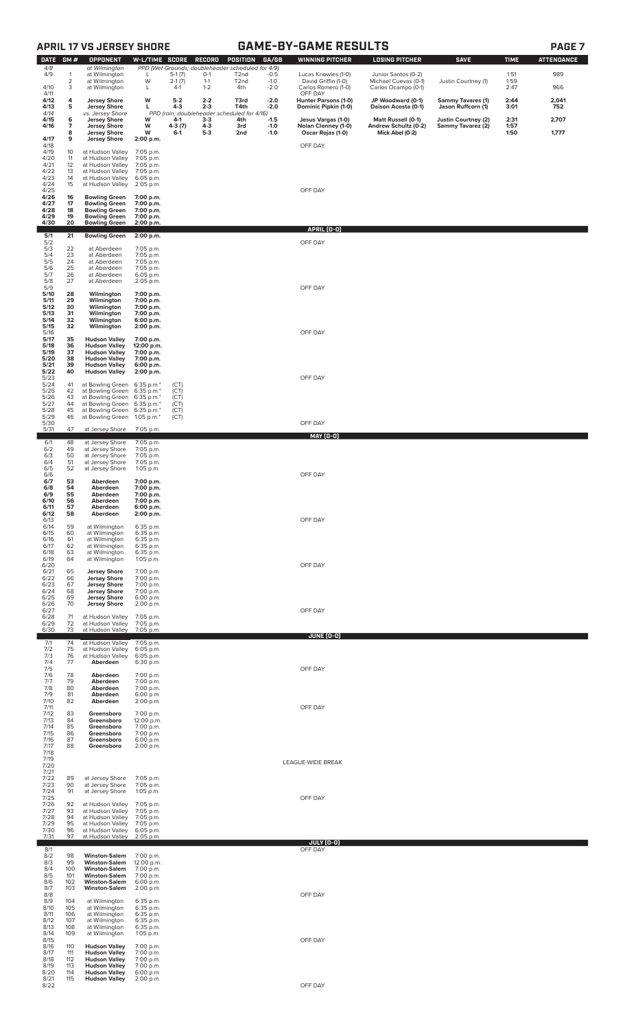## APRIL 17 VS JERSEY SHORE — GAME-BY-GAME RESULTS

| DATE | GM # | OPPONENT | W-L/TIME | SCORE | RECORD | POSITION | GA/GB | WINNING PITCHER | LOSING PITCHER | SAVE | TIME | ATTENDANCE |
|---|---|---|---|---|---|---|---|---|---|---|---|---|
| 4/8 | | at Wilmington | PPD (Wet Grounds; doubleheader scheduled for 4/9) | | | | | | | | | |
| 4/9 | 1 | at Wilmington | L | 5-1 (7) | 0-1 | T2nd | -0.5 | Lucas Knowles (1-0) | Junior Santos (0-2) | | 1:51 | 989 |
| | 2 | at Wilmington | W | 2-1 (7) | 1-1 | T2nd | -1.0 | David Griffin (1-0) | Michael Cuevas (0-1) | Justin Courtney (1) | 1:59 | |
| 4/10 | 3 | at Wilmington | L | 4-1 | 1-2 | 4th | -2.0 | Carlos Romero (1-0) | Carlos Ocampo (0-1) | | 2:47 | 966 |
| 4/11 | | | | | | | | OFF DAY | | | | |
| **4/12** | **4** | **Jersey Shore** | **W** | **5-2** | **2-2** | **T3rd** | **-2.0** | **Hunter Parsons (1-0)** | **JP Woodward (0-1)** | **Sammy Tavares (1)** | **2:44** | **2,041** |
| **4/13** | **5** | **Jersey Shore** | **L** | **4-3** | **2-3** | **T4th** | **-2.0** | **Dominic Pipkin (1-0)** | **Daison Acosta (0-1)** | **Jason Ruffcorn (1)** | **3:01** | **752** |
| 4/14 | | vs. Jersey Shore | PPD (rain; doubleheader scheduled for 4/16) | | | | | | | | | |
| **4/15** | **6** | **Jersey Shore** | **W** | **4-1** | **3-3** | **4th** | **-1.5** | **Jesus Vargas (1-0)** | **Matt Russell (0-1)** | **Justin Courtney (2)** | **2:31** | **2,707** |
| **4/16** | **7** | **Jersey Shore** | **W** | **4-3 (7)** | **4-3** | **3rd** | **-1.0** | **Nolan Clenney (1-0)** | **Andrew Schultz (0-2)** | **Sammy Tavarez (2)** | **1:57** | |
| | **8** | **Jersey Shore** | **W** | **6-1** | **5-3** | **2nd** | **-1.0** | **Oscar Rojas (1-0)** | **Mick Abel (0-2)** | | **1:50** | **1,777** |
| **4/17** | **9** | **Jersey Shore** | **2:00 p.m.** | | | | | | | | | |
| 4/18 | | | | | | | | OFF DAY | | | | |
| 4/19 | 10 | at Hudson Valley | 7:05 p.m. | | | | | | | | | |
| 4/20 | 11 | at Hudson Valley | 7:05 p.m. | | | | | | | | | |
| 4/21 | 12 | at Hudson Valley | 7:05 p.m. | | | | | | | | | |
| 4/22 | 13 | at Hudson Valley | 7:05 p.m. | | | | | | | | | |
| 4/23 | 14 | at Hudson Valley | 6:05 p.m. | | | | | | | | | |
| 4/24 | 15 | at Hudson Valley | 2:05 p.m. | | | | | | | | | |
| 4/25 | | | | | | | | OFF DAY | | | | |
| **4/26** | **16** | **Bowling Green** | **7:00 p.m.** | | | | | | | | | |
| **4/27** | **17** | **Bowling Green** | **7:00 p.m.** | | | | | | | | | |
| **4/28** | **18** | **Bowling Green** | **7:00 p.m.** | | | | | | | | | |
| **4/29** | **19** | **Bowling Green** | **7:00 p.m.** | | | | | | | | | |
| **4/30** | **20** | **Bowling Green** | **2:00 p.m.** | | | | | | | | | |
| | | | | | | | | **APRIL (0-0)** | | | | |
| **5/1** | **21** | **Bowling Green** | **2:00 p.m.** | | | | | | | | | |
| 5/2 | | | | | | | | OFF DAY | | | | |
| 5/3 | 22 | at Aberdeen | 7:05 p.m. | | | | | | | | | |
| 5/4 | 23 | at Aberdeen | 7:05 p.m. | | | | | | | | | |
| 5/5 | 24 | at Aberdeen | 7:05 p.m. | | | | | | | | | |
| 5/6 | 25 | at Aberdeen | 7:05 p.m. | | | | | | | | | |
| 5/7 | 26 | at Aberdeen | 6:05 p.m. | | | | | | | | | |
| 5/8 | 27 | at Aberdeen | 2:05 p.m. | | | | | | | | | |
| 5/9 | | | | | | | | OFF DAY | | | | |
| **5/10** | **28** | **Wilmington** | **7:00 p.m.** | | | | | | | | | |
| **5/11** | **29** | **Wilmington** | **7:00 p.m.** | | | | | | | | | |
| **5/12** | **30** | **Wilmington** | **7:00 p.m.** | | | | | | | | | |
| **5/13** | **31** | **Wilmington** | **7:00 p.m.** | | | | | | | | | |
| **5/14** | **32** | **Wilmington** | **6:00 p.m.** | | | | | | | | | |
| **5/15** | **32** | **Wilmington** | **2:00 p.m.** | | | | | | | | | |
| 5/16 | | | | | | | | OFF DAY | | | | |
| **5/17** | **35** | **Hudson Valley** | **7:00 p.m.** | | | | | | | | | |
| **5/18** | **36** | **Hudson Valley** | **12:00 p.m.** | | | | | | | | | |
| **5/19** | **37** | **Hudson Valley** | **7:00 p.m.** | | | | | | | | | |
| **5/20** | **38** | **Hudson Valley** | **7:00 p.m.** | | | | | | | | | |
| **5/21** | **39** | **Hudson Valley** | **6:00 p.m.** | | | | | | | | | |
| **5/22** | **40** | **Hudson Valley** | **2:00 p.m.** | | | | | | | | | |
| 5/23 | | | | | | | | OFF DAY | | | | |
| 5/24 | 41 | at Bowling Green | 6:35 p.m.* | (CT) | | | | | | | | |
| 5/25 | 42 | at Bowling Green | 6:35 p.m.* | (CT) | | | | | | | | |
| 5/26 | 43 | at Bowling Green | 6:35 p.m.* | (CT) | | | | | | | | |
| 5/27 | 44 | at Bowling Green | 6:35 p.m.* | (CT) | | | | | | | | |
| 5/28 | 45 | at Bowling Green | 6:35 p.m.* | (CT) | | | | | | | | |
| 5/29 | 46 | at Bowling Green | 1:05 p.m.* | (CT) | | | | | | | | |
| 5/30 | | | | | | | | OFF DAY | | | | |
| 5/31 | 47 | at Jersey Shore | 7:05 p.m. | | | | | | | | | |
| | | | | | | | | **MAY (0-0)** | | | | |
| 6/1 | 48 | at Jersey Shore | 7:05 p.m. | | | | | | | | | |
| 6/2 | 49 | at Jersey Shore | 7:05 p.m. | | | | | | | | | |
| 6/3 | 50 | at Jersey Shore | 7:05 p.m. | | | | | | | | | |
| 6/4 | 51 | at Jersey Shore | 7:05 p.m. | | | | | | | | | |
| 6/5 | 52 | at Jersey Shore | 1:05 p.m. | | | | | | | | | |
| 6/6 | | | | | | | | OFF DAY | | | | |
| **6/7** | **53** | **Aberdeen** | **7:00 p.m.** | | | | | | | | | |
| **6/8** | **54** | **Aberdeen** | **7:00 p.m.** | | | | | | | | | |
| **6/9** | **55** | **Aberdeen** | **7:00 p.m.** | | | | | | | | | |
| **6/10** | **56** | **Aberdeen** | **7:00 p.m.** | | | | | | | | | |
| **6/11** | **57** | **Aberdeen** | **6:00 p.m.** | | | | | | | | | |
| **6/12** | **58** | **Aberdeen** | **2:00 p.m.** | | | | | | | | | |
| 6/13 | | | | | | | | OFF DAY | | | | |
| 6/14 | 59 | at Wilmington | 6:35 p.m. | | | | | | | | | |
| 6/15 | 60 | at Wilmington | 6:35 p.m. | | | | | | | | | |
| 6/16 | 61 | at Wilmington | 6:35 p.m. | | | | | | | | | |
| 6/17 | 62 | at Wilmington | 6:35 p.m. | | | | | | | | | |
| 6/18 | 63 | at Wilmington | 6:35 p.m. | | | | | | | | | |
| 6/19 | 64 | at Wilmington | 1:05 p.m. | | | | | | | | | |
| 6/20 | | | | | | | | OFF DAY | | | | |
| 6/21 | 65 | **Jersey Shore** | 7:00 p.m. | | | | | | | | | |
| 6/22 | 66 | **Jersey Shore** | 7:00 p.m. | | | | | | | | | |
| 6/23 | 67 | **Jersey Shore** | 7:00 p.m. | | | | | | | | | |
| 6/24 | 68 | **Jersey Shore** | 7:00 p.m. | | | | | | | | | |
| 6/25 | 69 | **Jersey Shore** | 6:00 p.m. | | | | | | | | | |
| 6/26 | 70 | **Jersey Shore** | 2:00 p.m. | | | | | | | | | |
| 6/27 | | | | | | | | OFF DAY | | | | |
| 6/28 | 71 | at Hudson Valley | 7:05 p.m. | | | | | | | | | |
| 6/29 | 72 | at Hudson Valley | 7:05 p.m. | | | | | | | | | |
| 6/30 | 73 | at Hudson Valley | 7:05 p.m. | | | | | | | | | |
| | | | | | | | | **JUNE (0-0)** | | | | |
| 7/1 | 74 | at Hudson Valley | 7:05 p.m. | | | | | | | | | |
| 7/2 | 75 | at Hudson Valley | 6:05 p.m. | | | | | | | | | |
| 7/3 | 76 | at Hudson Valley | 6:05 p.m. | | | | | | | | | |
| 7/4 | 77 | **Aberdeen** | 6:30 p.m. | | | | | | | | | |
| 7/5 | | | | | | | | OFF DAY | | | | |
| 7/6 | 78 | **Aberdeen** | 7:00 p.m. | | | | | | | | | |
| 7/7 | 79 | **Aberdeen** | 7:00 p.m. | | | | | | | | | |
| 7/8 | 80 | **Aberdeen** | 7:00 p.m. | | | | | | | | | |
| 7/9 | 81 | **Aberdeen** | 6:00 p.m. | | | | | | | | | |
| 7/10 | 82 | **Aberdeen** | 2:00 p.m. | | | | | | | | | |
| 7/11 | | | | | | | | OFF DAY | | | | |
| 7/12 | 83 | **Greensboro** | 7:00 p.m. | | | | | | | | | |
| 7/13 | 84 | **Greensboro** | 12:00 p.m. | | | | | | | | | |
| 7/14 | 85 | **Greensboro** | 7:00 p.m. | | | | | | | | | |
| 7/15 | 86 | **Greensboro** | 7:00 p.m. | | | | | | | | | |
| 7/16 | 87 | **Greensboro** | 6:00 p.m. | | | | | | | | | |
| 7/17 | 88 | **Greensboro** | 2:00 p.m. | | | | | | | | | |
| 7/18 | | | | | | | | | | | | |
| 7/19 | | | | | | | | | | | | |
| 7/20 | | | | | | | | LEAGUE-WIDE BREAK | | | | |
| 7/21 | | | | | | | | | | | | |
| 7/22 | 89 | at Jersey Shore | 7:05 p.m. | | | | | | | | | |
| 7/23 | 90 | at Jersey Shore | 7:05 p.m. | | | | | | | | | |
| 7/24 | 91 | at Jersey Shore | 1:05 p.m. | | | | | | | | | |
| 7/25 | | | | | | | | OFF DAY | | | | |
| 7/26 | 92 | at Hudson Valley | 7:05 p.m. | | | | | | | | | |
| 7/27 | 93 | at Hudson Valley | 7:05 p.m. | | | | | | | | | |
| 7/28 | 94 | at Hudson Valley | 7:05 p.m. | | | | | | | | | |
| 7/29 | 95 | at Hudson Valley | 7:05 p.m. | | | | | | | | | |
| 7/30 | 96 | at Hudson Valley | 6:05 p.m. | | | | | | | | | |
| 7/31 | 97 | at Hudson Valley | 2:05 p.m. | | | | | | | | | |
| | | | | | | | | **JULY (0-0)** | | | | |
| 8/1 | | | | | | | | OFF DAY | | | | |
| 8/2 | 98 | **Winston-Salem** | 7:00 p.m. | | | | | | | | | |
| 8/3 | 99 | **Winston-Salem** | 12:00 p.m. | | | | | | | | | |
| 8/4 | 100 | **Winston-Salem** | 7:00 p.m. | | | | | | | | | |
| 8/5 | 101 | **Winston-Salem** | 7:00 p.m. | | | | | | | | | |
| 8/6 | 102 | **Winston-Salem** | 6:00 p.m. | | | | | | | | | |
| 8/7 | 103 | **Winston-Salem** | 2:00 p.m. | | | | | | | | | |
| 8/8 | | | | | | | | OFF DAY | | | | |
| 8/9 | 104 | at Wilmington | 6:35 p.m. | | | | | | | | | |
| 8/10 | 105 | at Wilmington | 6:35 p.m. | | | | | | | | | |
| 8/11 | 106 | at Wilmington | 6:35 p.m. | | | | | | | | | |
| 8/12 | 107 | at Wilmington | 6:35 p.m. | | | | | | | | | |
| 8/13 | 108 | at Wilmington | 6:35 p.m. | | | | | | | | | |
| 8/14 | 109 | at Wilmington | 1:05 p.m. | | | | | | | | | |
| 8/15 | | | | | | | | OFF DAY | | | | |
| 8/16 | 110 | **Hudson Valley** | 7:00 p.m. | | | | | | | | | |
| 8/17 | 111 | **Hudson Valley** | 7:00 p.m. | | | | | | | | | |
| 8/18 | 112 | **Hudson Valley** | 7:00 p.m. | | | | | | | | | |
| 8/19 | 113 | **Hudson Valley** | 7:00 p.m. | | | | | | | | | |
| 8/20 | 114 | **Hudson Valley** | 6:00 p.m. | | | | | | | | | |
| 8/21 | 115 | **Hudson Valley** | 2:00 p.m. | | | | | | | | | |
| 8/22 | | | | | | | | OFF DAY | | | | |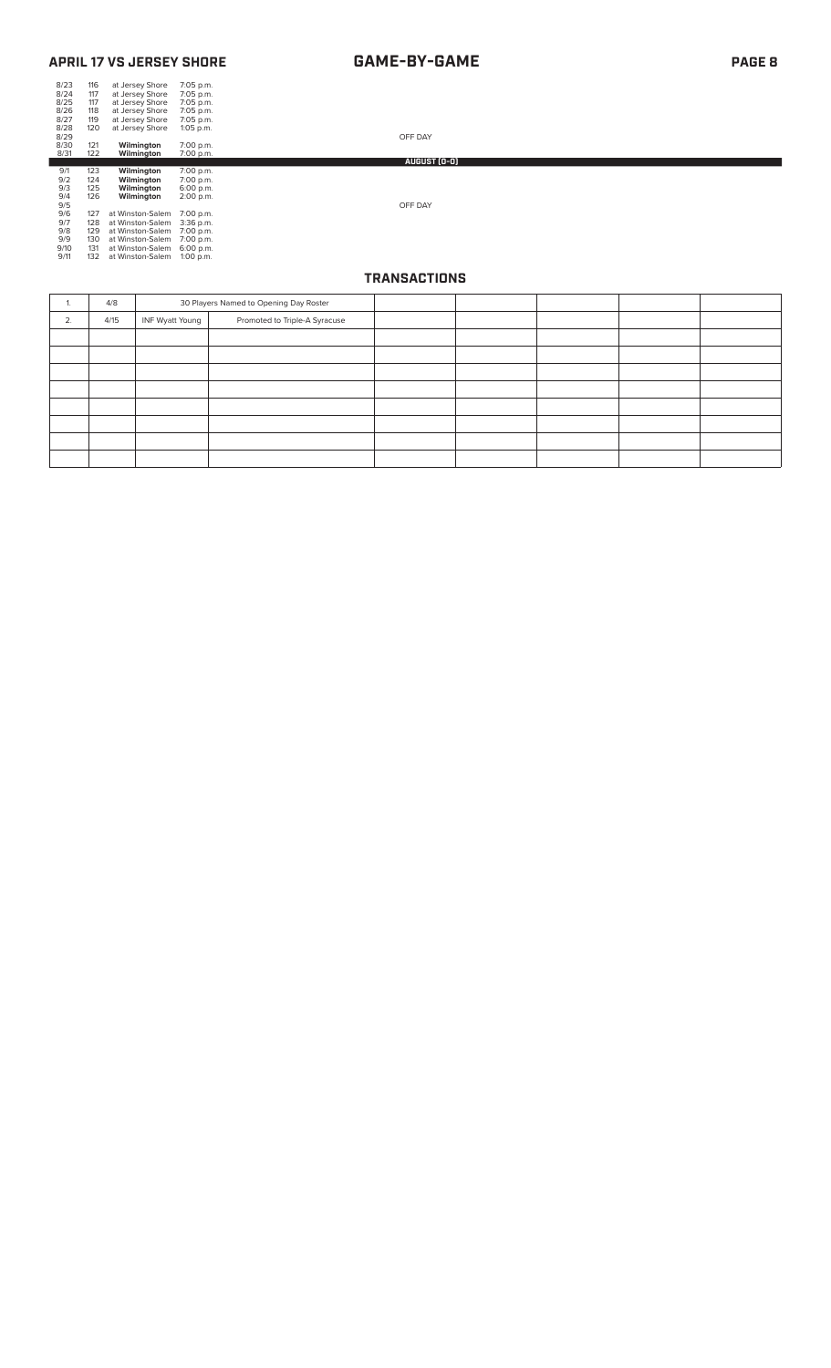## GAME-BY-GAME

| | | | | |
|---|---|---|---|---|
| 8/23 | 116 | at Jersey Shore | 7:05 p.m. | |
| 8/24 | 117 | at Jersey Shore | 7:05 p.m. | |
| 8/25 | 117 | at Jersey Shore | 7:05 p.m. | |
| 8/26 | 118 | at Jersey Shore | 7:05 p.m. | |
| 8/27 | 119 | at Jersey Shore | 7:05 p.m. | |
| 8/28 | 120 | at Jersey Shore | 1:05 p.m. | |
| 8/29 | | | | OFF DAY |
| 8/30 | 121 | **Wilmington** | 7:00 p.m. | |
| 8/31 | 122 | **Wilmington** | 7:00 p.m. | |

**AUGUST (0-0)**

| | | | | |
|---|---|---|---|---|
| 9/1 | 123 | **Wilmington** | 7:00 p.m. | |
| 9/2 | 124 | **Wilmington** | 7:00 p.m. | |
| 9/3 | 125 | **Wilmington** | 6:00 p.m. | |
| 9/4 | 126 | **Wilmington** | 2:00 p.m. | |
| 9/5 | | | | OFF DAY |
| 9/6 | 127 | at Winston-Salem | 7:00 p.m. | |
| 9/7 | 128 | at Winston-Salem | 3:36 p.m. | |
| 9/8 | 129 | at Winston-Salem | 7:00 p.m. | |
| 9/9 | 130 | at Winston-Salem | 7:00 p.m. | |
| 9/10 | 131 | at Winston-Salem | 6:00 p.m. | |
| 9/11 | 132 | at Winston-Salem | 1:00 p.m. | |

## TRANSACTIONS

| | | | | | | | | |
|---|---|---|---|---|---|---|---|---|
| 1. | 4/8 | 30 Players Named to Opening Day Roster | | | | | | |
| 2. | 4/15 | INF Wyatt Young | Promoted to Triple-A Syracuse | | | | | |
| | | | | | | | | |
| | | | | | | | | |
| | | | | | | | | |
| | | | | | | | | |
| | | | | | | | | |
| | | | | | | | | |
| | | | | | | | | |
| | | | | | | | | |